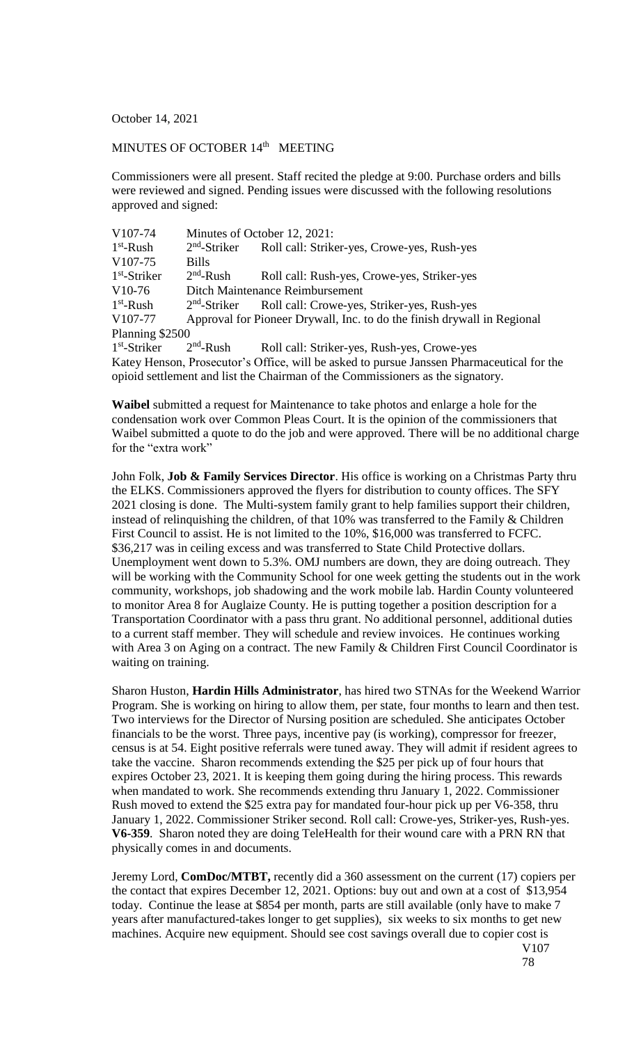October 14, 2021

MINUTES OF OCTOBER 14th MEETING

Commissioners were all present. Staff recited the pledge at 9:00. Purchase orders and bills were reviewed and signed. Pending issues were discussed with the following resolutions approved and signed:

V107-74 Minutes of October 12, 2021:
1st-Rush 2nd-Striker Roll call: Striker-yes, Crowe-yes, Rush-yes
V107-75 Bills
1st-Striker 2nd-Rush Roll call: Rush-yes, Crowe-yes, Striker-yes
V10-76 Ditch Maintenance Reimbursement
1st-Rush 2nd-Striker Roll call: Crowe-yes, Striker-yes, Rush-yes
V107-77 Approval for Pioneer Drywall, Inc. to do the finish drywall in Regional Planning $2500
1st-Striker 2nd-Rush Roll call: Striker-yes, Rush-yes, Crowe-yes
Katey Henson, Prosecutor's Office, will be asked to pursue Janssen Pharmaceutical for the opioid settlement and list the Chairman of the Commissioners as the signatory.

**Waibel** submitted a request for Maintenance to take photos and enlarge a hole for the condensation work over Common Pleas Court. It is the opinion of the commissioners that Waibel submitted a quote to do the job and were approved. There will be no additional charge for the "extra work"

John Folk, **Job & Family Services Director**. His office is working on a Christmas Party thru the ELKS. Commissioners approved the flyers for distribution to county offices. The SFY 2021 closing is done. The Multi-system family grant to help families support their children, instead of relinquishing the children, of that 10% was transferred to the Family & Children First Council to assist. He is not limited to the 10%, $16,000 was transferred to FCFC. $36,217 was in ceiling excess and was transferred to State Child Protective dollars. Unemployment went down to 5.3%. OMJ numbers are down, they are doing outreach. They will be working with the Community School for one week getting the students out in the work community, workshops, job shadowing and the work mobile lab. Hardin County volunteered to monitor Area 8 for Auglaize County. He is putting together a position description for a Transportation Coordinator with a pass thru grant. No additional personnel, additional duties to a current staff member. They will schedule and review invoices. He continues working with Area 3 on Aging on a contract. The new Family & Children First Council Coordinator is waiting on training.

Sharon Huston, **Hardin Hills Administrator**, has hired two STNAs for the Weekend Warrior Program. She is working on hiring to allow them, per state, four months to learn and then test. Two interviews for the Director of Nursing position are scheduled. She anticipates October financials to be the worst. Three pays, incentive pay (is working), compressor for freezer, census is at 54. Eight positive referrals were tuned away. They will admit if resident agrees to take the vaccine. Sharon recommends extending the $25 per pick up of four hours that expires October 23, 2021. It is keeping them going during the hiring process. This rewards when mandated to work. She recommends extending thru January 1, 2022. Commissioner Rush moved to extend the $25 extra pay for mandated four-hour pick up per V6-358, thru January 1, 2022. Commissioner Striker second. Roll call: Crowe-yes, Striker-yes, Rush-yes. **V6-359**. Sharon noted they are doing TeleHealth for their wound care with a PRN RN that physically comes in and documents.

Jeremy Lord, **ComDoc/MTBT,** recently did a 360 assessment on the current (17) copiers per the contact that expires December 12, 2021. Options: buy out and own at a cost of $13,954 today. Continue the lease at $854 per month, parts are still available (only have to make 7 years after manufactured-takes longer to get supplies), six weeks to six months to get new machines. Acquire new equipment. Should see cost savings overall due to copier cost is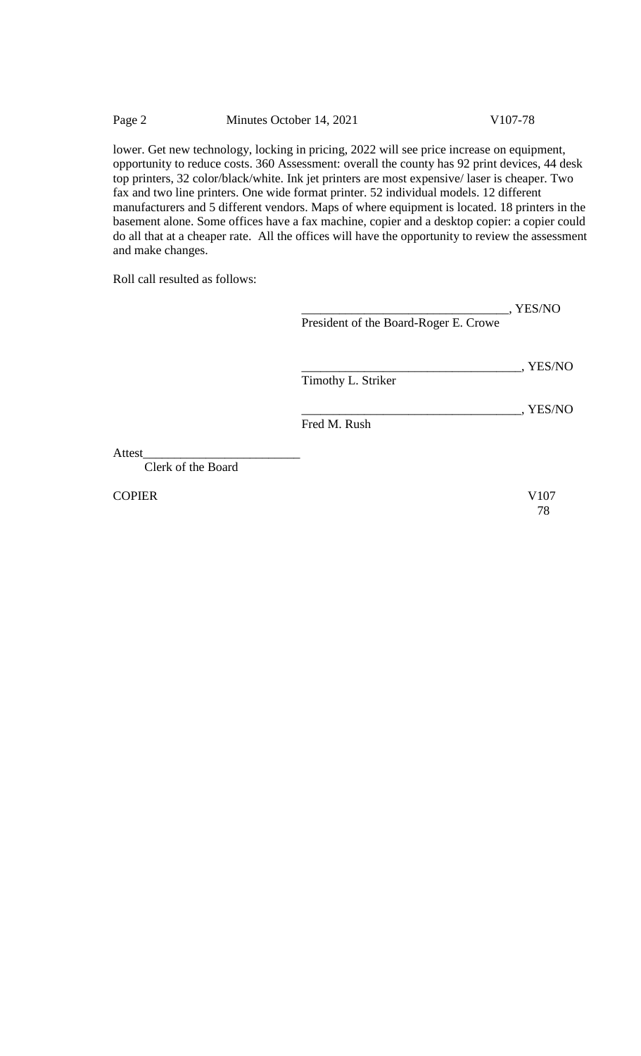lower. Get new technology, locking in pricing, 2022 will see price increase on equipment, opportunity to reduce costs. 360 Assessment: overall the county has 92 print devices, 44 desk top printers, 32 color/black/white. Ink jet printers are most expensive/ laser is cheaper. Two fax and two line printers. One wide format printer. 52 individual models. 12 different manufacturers and 5 different vendors. Maps of where equipment is located. 18 printers in the basement alone. Some offices have a fax machine, copier and a desktop copier: a copier could do all that at a cheaper rate. All the offices will have the opportunity to review the assessment and make changes.

Roll call resulted as follows:

________________________________, YES/NO
President of the Board-Roger E. Crowe

__________________________________, YES/NO
Timothy L. Striker

__________________________________, YES/NO
Fred M. Rush

Attest________________________
Clerk of the Board

COPIER V107
78